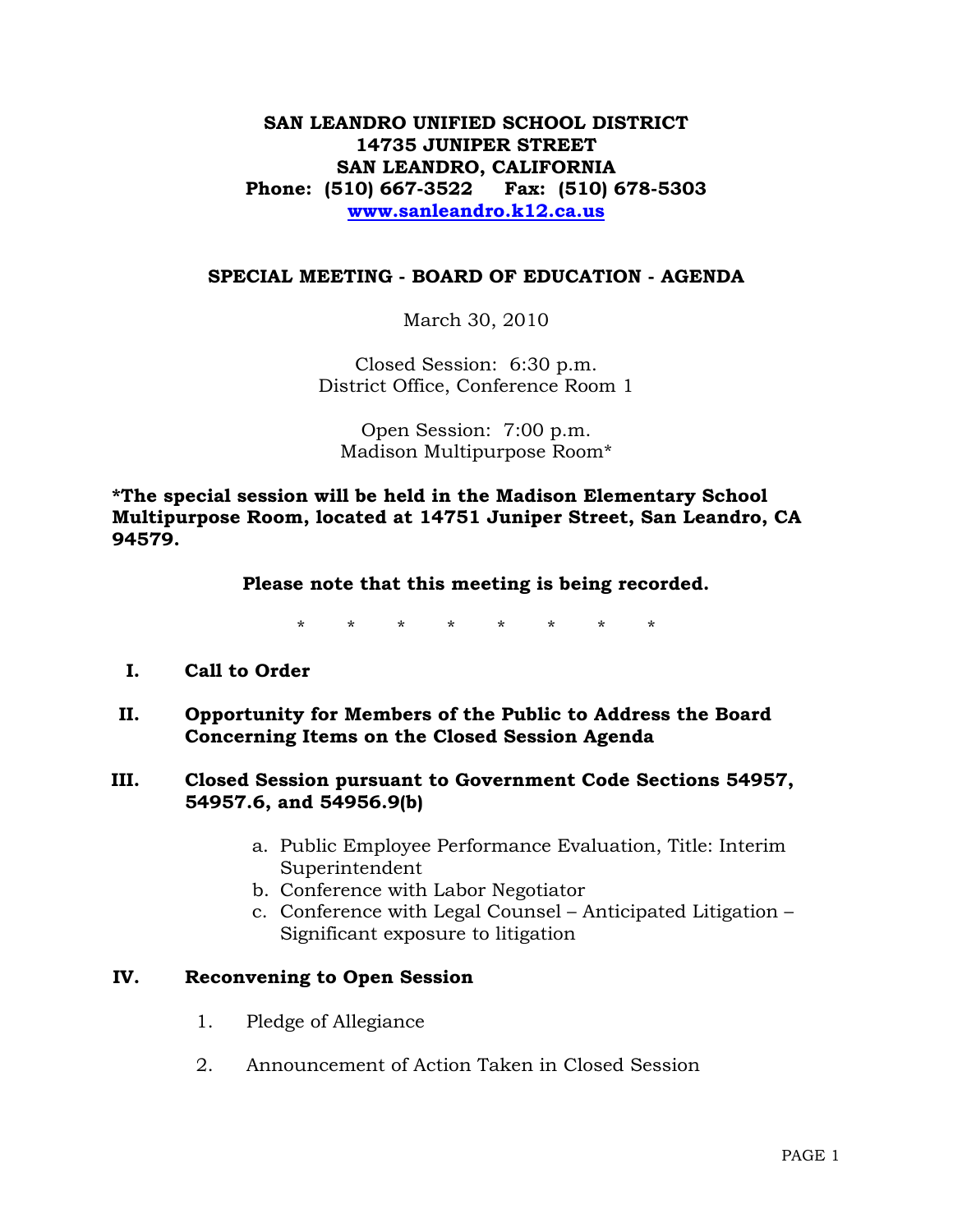**SAN LEANDRO UNIFIED SCHOOL DISTRICT**
**14735 JUNIPER STREET**
**SAN LEANDRO, CALIFORNIA**
**Phone: (510) 667-3522 Fax: (510) 678-5303**
**www.sanleandro.k12.ca.us**

## SPECIAL MEETING - BOARD OF EDUCATION - AGENDA

March 30, 2010

Closed Session: 6:30 p.m.
District Office, Conference Room 1

Open Session: 7:00 p.m.
Madison Multipurpose Room*

**\*The special session will be held in the Madison Elementary School Multipurpose Room, located at 14751 Juniper Street, San Leandro, CA 94579.**

**Please note that this meeting is being recorded.**

\* \* \* \* \* \* \* \*

**I. Call to Order**

**II. Opportunity for Members of the Public to Address the Board Concerning Items on the Closed Session Agenda**

**III. Closed Session pursuant to Government Code Sections 54957, 54957.6, and 54956.9(b)**

a. Public Employee Performance Evaluation, Title: Interim Superintendent
b. Conference with Labor Negotiator
c. Conference with Legal Counsel – Anticipated Litigation – Significant exposure to litigation

**IV. Reconvening to Open Session**

1. Pledge of Allegiance
2. Announcement of Action Taken in Closed Session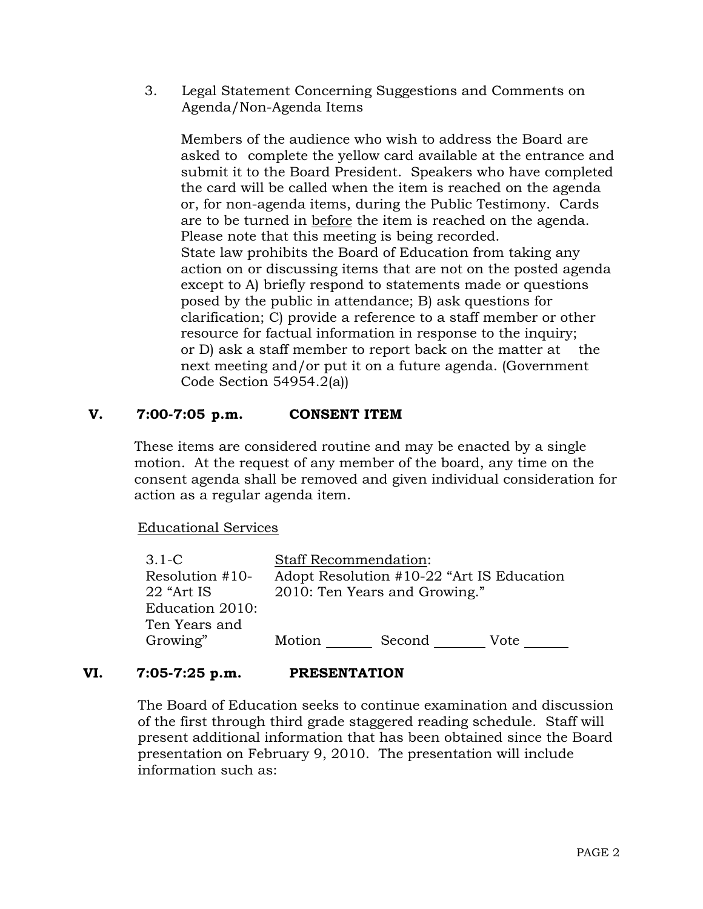3. Legal Statement Concerning Suggestions and Comments on Agenda/Non-Agenda Items

   Members of the audience who wish to address the Board are asked to complete the yellow card available at the entrance and submit it to the Board President. Speakers who have completed the card will be called when the item is reached on the agenda or, for non-agenda items, during the Public Testimony. Cards are to be turned in <u>before</u> the item is reached on the agenda. Please note that this meeting is being recorded.
   State law prohibits the Board of Education from taking any action on or discussing items that are not on the posted agenda except to A) briefly respond to statements made or questions posed by the public in attendance; B) ask questions for clarification; C) provide a reference to a staff member or other resource for factual information in response to the inquiry; or D) ask a staff member to report back on the matter at the next meeting and/or put it on a future agenda. (Government Code Section 54954.2(a))

## V. 7:00-7:05 p.m. CONSENT ITEM

These items are considered routine and may be enacted by a single motion. At the request of any member of the board, any time on the consent agenda shall be removed and given individual consideration for action as a regular agenda item.

<u>Educational Services</u>

| | |
|---|---|
| 3.1-C Resolution #10-22 "Art IS Education 2010: Ten Years and Growing" | <u>Staff Recommendation</u>: Adopt Resolution #10-22 "Art IS Education 2010: Ten Years and Growing." <br> Motion \_\_\_\_\_\_ Second \_\_\_\_\_\_ Vote \_\_\_\_\_\_ |

## VI. 7:05-7:25 p.m. PRESENTATION

The Board of Education seeks to continue examination and discussion of the first through third grade staggered reading schedule. Staff will present additional information that has been obtained since the Board presentation on February 9, 2010. The presentation will include information such as: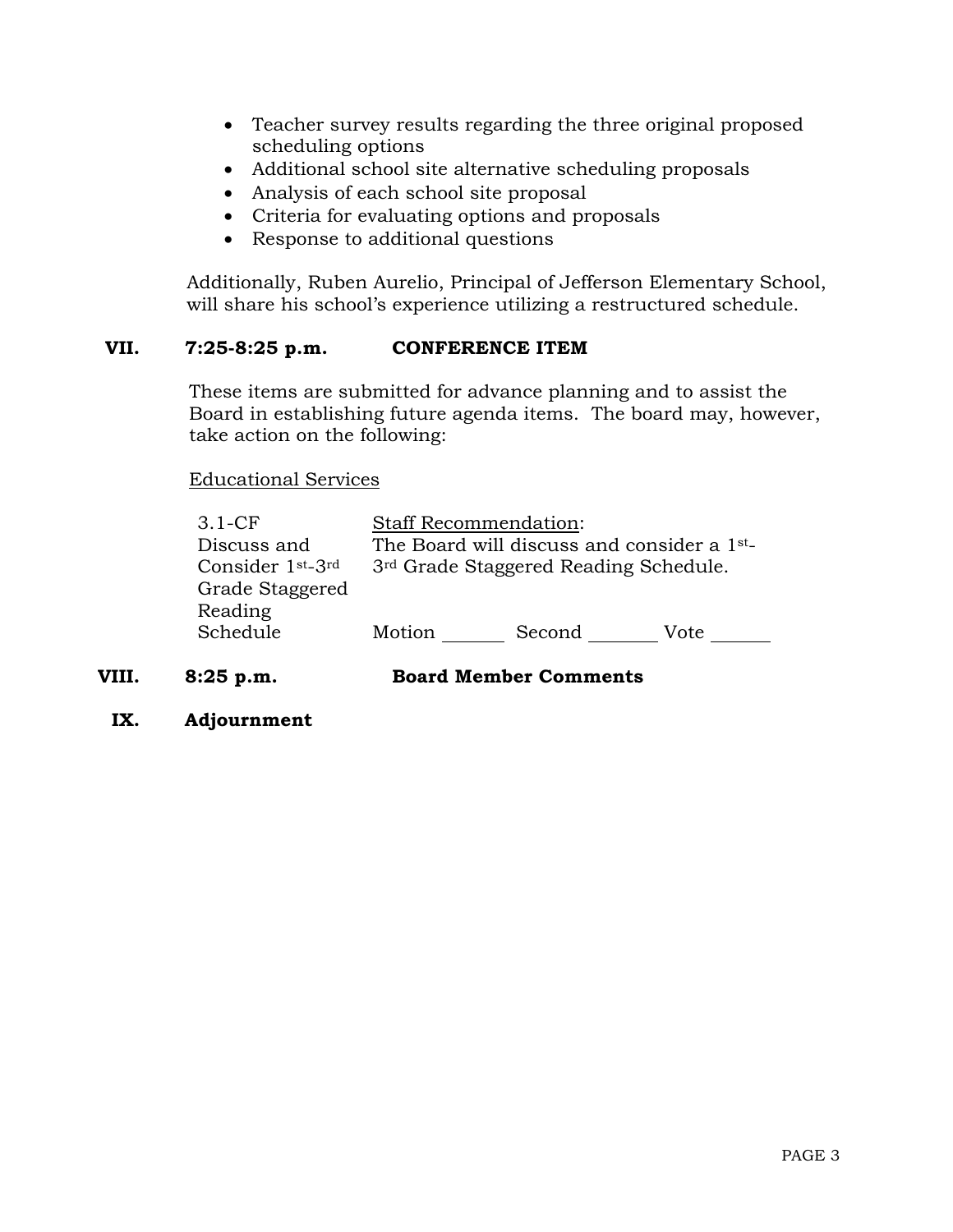- Teacher survey results regarding the three original proposed scheduling options
- Additional school site alternative scheduling proposals
- Analysis of each school site proposal
- Criteria for evaluating options and proposals
- Response to additional questions

Additionally, Ruben Aurelio, Principal of Jefferson Elementary School, will share his school's experience utilizing a restructured schedule.

## VII. 7:25-8:25 p.m. CONFERENCE ITEM

These items are submitted for advance planning and to assist the Board in establishing future agenda items. The board may, however, take action on the following:

Educational Services

| | |
|---|---|
| 3.1-CF<br>Discuss and Consider 1st-3rd Grade Staggered Reading Schedule | Staff Recommendation:<br>The Board will discuss and consider a 1st-3rd Grade Staggered Reading Schedule.<br><br>Motion _______ Second _______ Vote _______ |

## VIII. 8:25 p.m. Board Member Comments

## IX. Adjournment